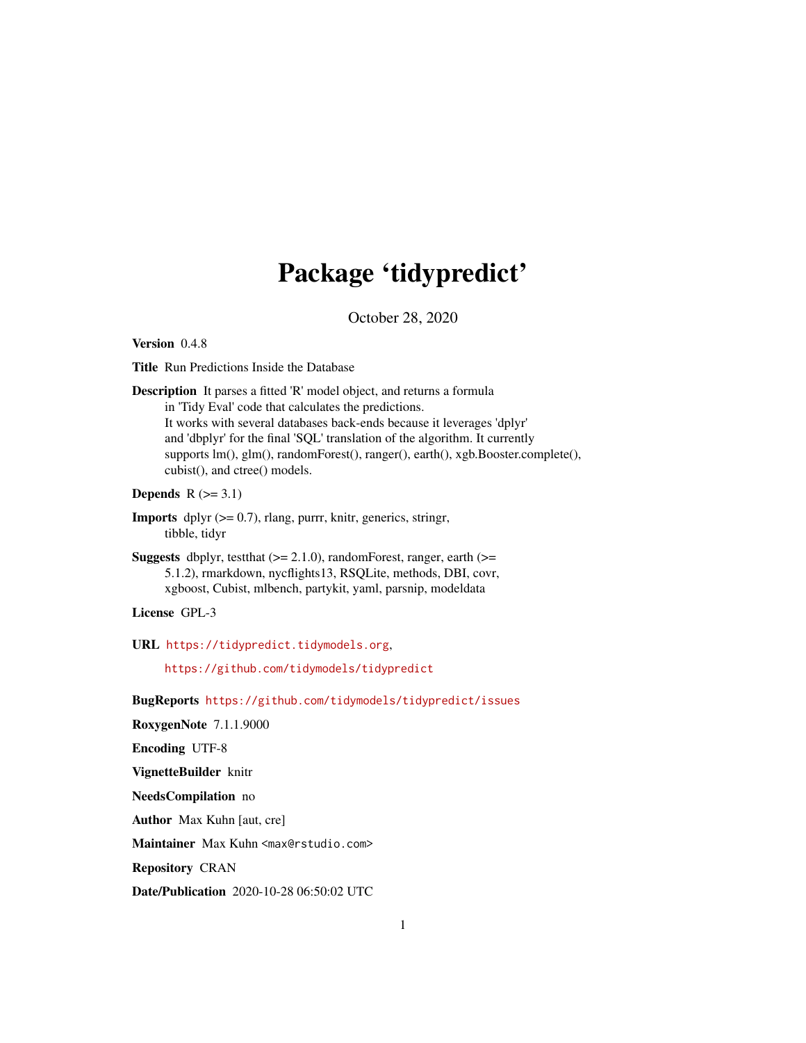# Package 'tidypredict'

October 28, 2020

**Version** 0.4.8

**Title** Run Predictions Inside the Database

**Description** It parses a fitted 'R' model object, and returns a formula in 'Tidy Eval' code that calculates the predictions. It works with several databases back-ends because it leverages 'dplyr' and 'dbplyr' for the final 'SQL' translation of the algorithm. It currently supports lm(), glm(), randomForest(), ranger(), earth(), xgb.Booster.complete(), cubist(), and ctree() models.

**Depends** R (>= 3.1)

**Imports** dplyr (>= 0.7), rlang, purrr, knitr, generics, stringr, tibble, tidyr

**Suggests** dbplyr, testthat (>= 2.1.0), randomForest, ranger, earth (>= 5.1.2), rmarkdown, nycflights13, RSQLite, methods, DBI, covr, xgboost, Cubist, mlbench, partykit, yaml, parsnip, modeldata

**License** GPL-3

**URL** https://tidypredict.tidymodels.org, https://github.com/tidymodels/tidypredict

**BugReports** https://github.com/tidymodels/tidypredict/issues

**RoxygenNote** 7.1.1.9000

**Encoding** UTF-8

**VignetteBuilder** knitr

**NeedsCompilation** no

**Author** Max Kuhn [aut, cre]

**Maintainer** Max Kuhn <max@rstudio.com>

**Repository** CRAN

**Date/Publication** 2020-10-28 06:50:02 UTC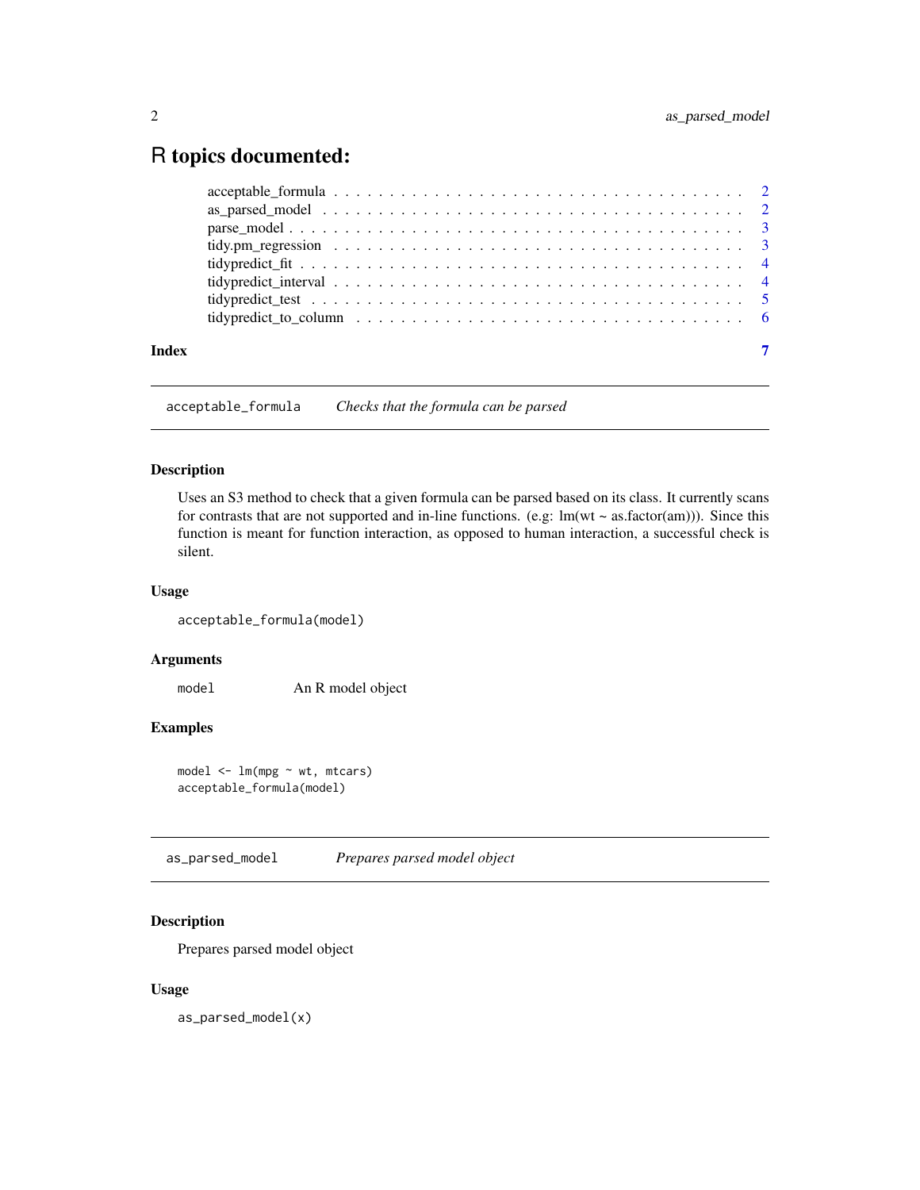# R topics documented:

acceptable_formula . . . . . . . . . . . . . . . . . . . . . . . . . . . . . . . . . . . 2
as_parsed_model . . . . . . . . . . . . . . . . . . . . . . . . . . . . . . . . . . . . 2
parse_model . . . . . . . . . . . . . . . . . . . . . . . . . . . . . . . . . . . . . . 3
tidy.pm_regression . . . . . . . . . . . . . . . . . . . . . . . . . . . . . . . . . . . 3
tidypredict_fit . . . . . . . . . . . . . . . . . . . . . . . . . . . . . . . . . . . . . 4
tidypredict_interval . . . . . . . . . . . . . . . . . . . . . . . . . . . . . . . . . . 4
tidypredict_test . . . . . . . . . . . . . . . . . . . . . . . . . . . . . . . . . . . . 5
tidypredict_to_column . . . . . . . . . . . . . . . . . . . . . . . . . . . . . . . . . 6

**Index** **7**

---

## `acceptable_formula` *Checks that the formula can be parsed*

### Description

Uses an S3 method to check that a given formula can be parsed based on its class. It currently scans for contrasts that are not supported and in-line functions. (e.g: lm(wt ~ as.factor(am))). Since this function is meant for function interaction, as opposed to human interaction, a successful check is silent.

### Usage

```
acceptable_formula(model)
```

### Arguments

| | |
|---|---|
| `model` | An R model object |

### Examples

```
model <- lm(mpg ~ wt, mtcars)
acceptable_formula(model)
```

---

## `as_parsed_model` *Prepares parsed model object*

### Description

Prepares parsed model object

### Usage

```
as_parsed_model(x)
```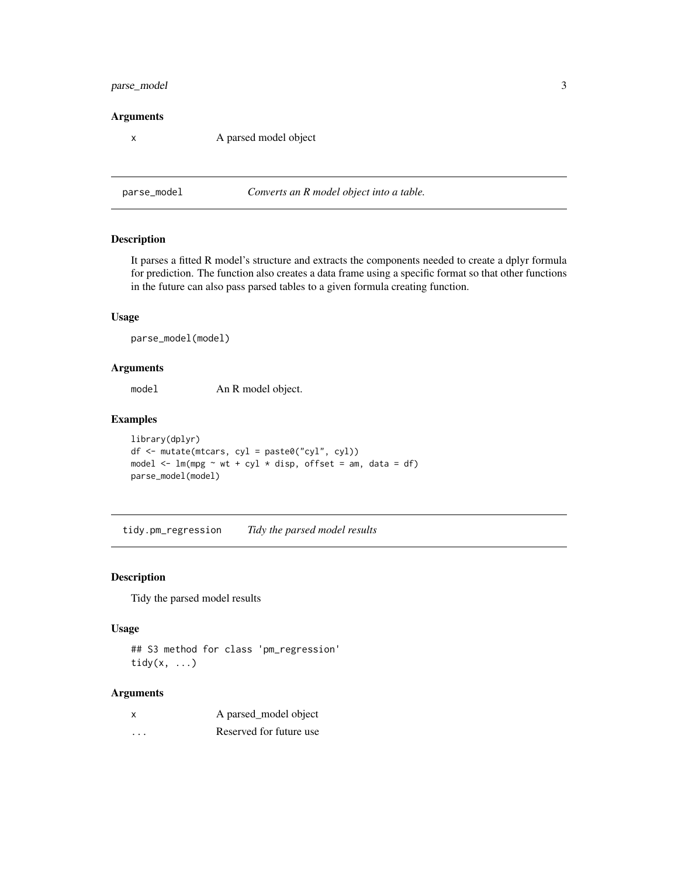### Arguments

x A parsed model object

---

## parse_model *Converts an R model object into a table.*

### Description

It parses a fitted R model's structure and extracts the components needed to create a dplyr formula for prediction. The function also creates a data frame using a specific format so that other functions in the future can also pass parsed tables to a given formula creating function.

### Usage

```
parse_model(model)
```

### Arguments

model An R model object.

### Examples

```
library(dplyr)
df <- mutate(mtcars, cyl = paste0("cyl", cyl))
model <- lm(mpg ~ wt + cyl * disp, offset = am, data = df)
parse_model(model)
```

---

## tidy.pm_regression *Tidy the parsed model results*

### Description

Tidy the parsed model results

### Usage

```
## S3 method for class 'pm_regression'
tidy(x, ...)
```

### Arguments

x A parsed_model object

... Reserved for future use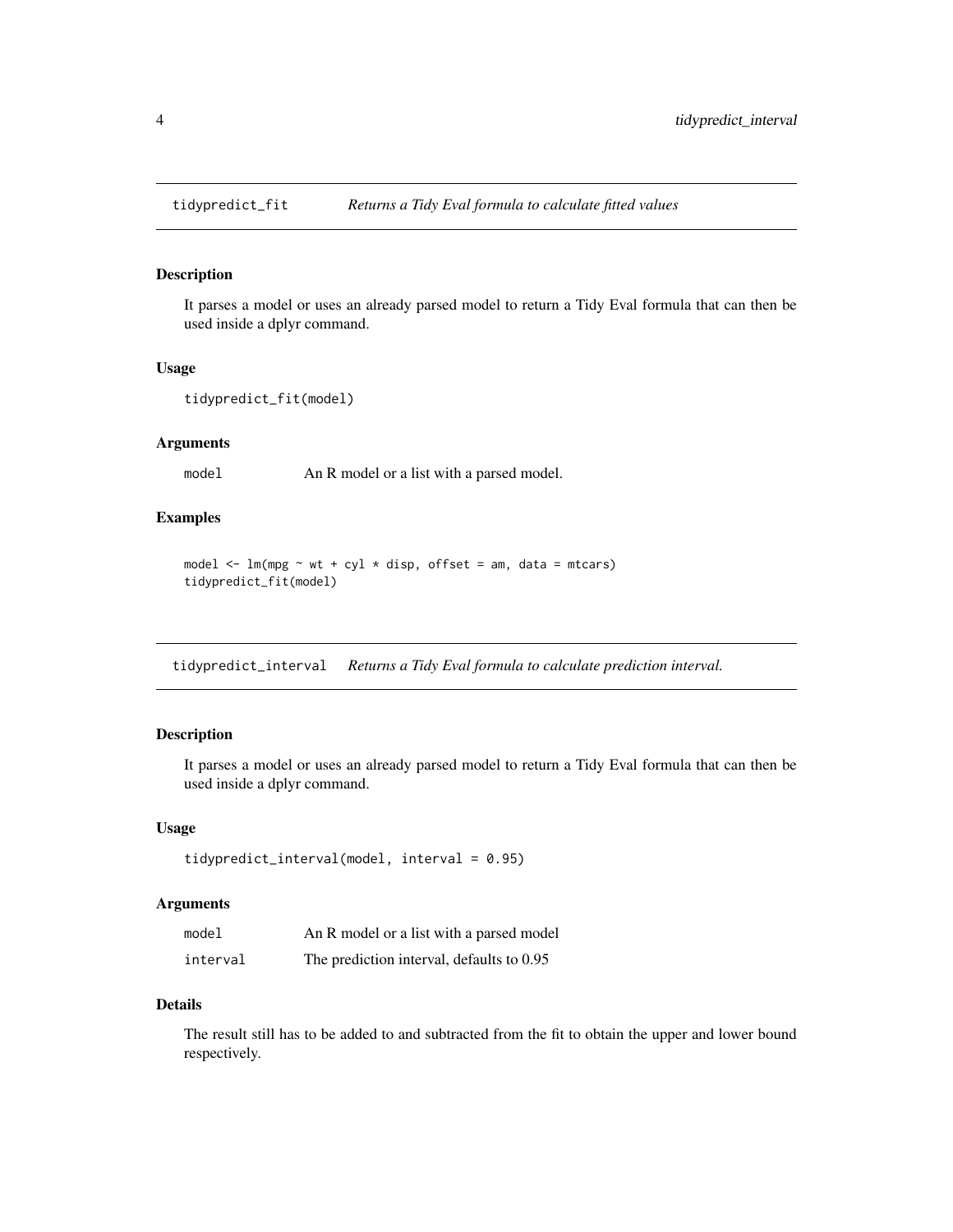## tidypredict_fit *Returns a Tidy Eval formula to calculate fitted values*

### Description

It parses a model or uses an already parsed model to return a Tidy Eval formula that can then be used inside a dplyr command.

### Usage

```
tidypredict_fit(model)
```

### Arguments

| | |
|---|---|
| model | An R model or a list with a parsed model. |

### Examples

```
model <- lm(mpg ~ wt + cyl * disp, offset = am, data = mtcars)
tidypredict_fit(model)
```

## tidypredict_interval *Returns a Tidy Eval formula to calculate prediction interval.*

### Description

It parses a model or uses an already parsed model to return a Tidy Eval formula that can then be used inside a dplyr command.

### Usage

```
tidypredict_interval(model, interval = 0.95)
```

### Arguments

| | |
|---|---|
| model | An R model or a list with a parsed model |
| interval | The prediction interval, defaults to 0.95 |

### Details

The result still has to be added to and subtracted from the fit to obtain the upper and lower bound respectively.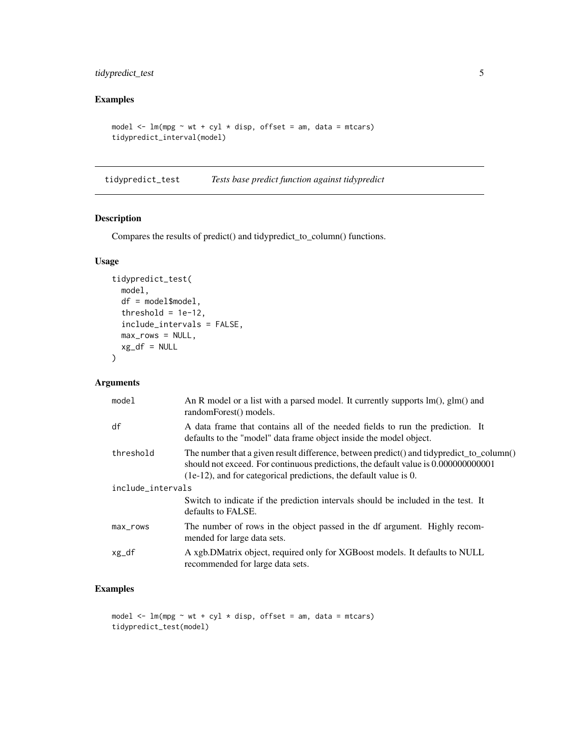## Examples

```
model <- lm(mpg ~ wt + cyl * disp, offset = am, data = mtcars)
tidypredict_interval(model)
```

---

## tidypredict_test *Tests base predict function against tidypredict*

### Description

Compares the results of predict() and tidypredict_to_column() functions.

### Usage

```
tidypredict_test(
  model,
  df = model$model,
  threshold = 1e-12,
  include_intervals = FALSE,
  max_rows = NULL,
  xg_df = NULL
)
```

### Arguments

| Argument | Description |
|---|---|
| `model` | An R model or a list with a parsed model. It currently supports lm(), glm() and randomForest() models. |
| `df` | A data frame that contains all of the needed fields to run the prediction. It defaults to the "model" data frame object inside the model object. |
| `threshold` | The number that a given result difference, between predict() and tidypredict_to_column() should not exceed. For continuous predictions, the default value is 0.000000000001 (1e-12), and for categorical predictions, the default value is 0. |
| `include_intervals` | Switch to indicate if the prediction intervals should be included in the test. It defaults to FALSE. |
| `max_rows` | The number of rows in the object passed in the df argument. Highly recommended for large data sets. |
| `xg_df` | A xgb.DMatrix object, required only for XGBoost models. It defaults to NULL recommended for large data sets. |

### Examples

```
model <- lm(mpg ~ wt + cyl * disp, offset = am, data = mtcars)
tidypredict_test(model)
```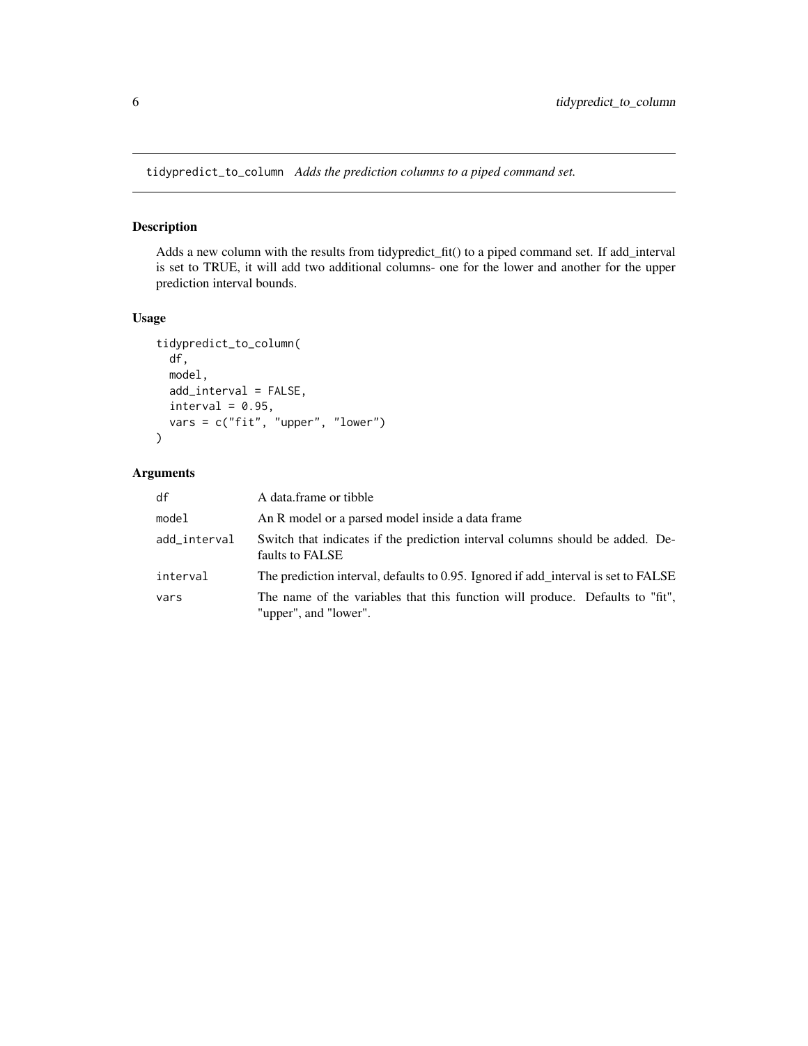## tidypredict_to_column *Adds the prediction columns to a piped command set.*

### Description

Adds a new column with the results from tidypredict_fit() to a piped command set. If add_interval is set to TRUE, it will add two additional columns- one for the lower and another for the upper prediction interval bounds.

### Usage

```
tidypredict_to_column(
  df,
  model,
  add_interval = FALSE,
  interval = 0.95,
  vars = c("fit", "upper", "lower")
)
```

### Arguments

| | |
|---|---|
| `df` | A data.frame or tibble |
| `model` | An R model or a parsed model inside a data frame |
| `add_interval` | Switch that indicates if the prediction interval columns should be added. Defaults to FALSE |
| `interval` | The prediction interval, defaults to 0.95. Ignored if add_interval is set to FALSE |
| `vars` | The name of the variables that this function will produce. Defaults to "fit", "upper", and "lower". |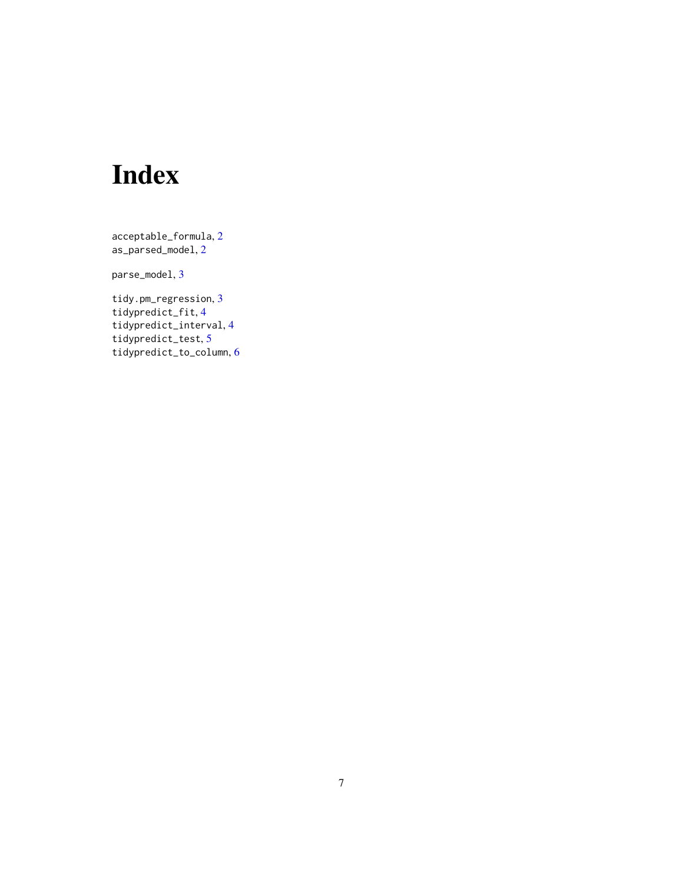# Index

acceptable_formula, 2
as_parsed_model, 2

parse_model, 3

tidy.pm_regression, 3
tidypredict_fit, 4
tidypredict_interval, 4
tidypredict_test, 5
tidypredict_to_column, 6